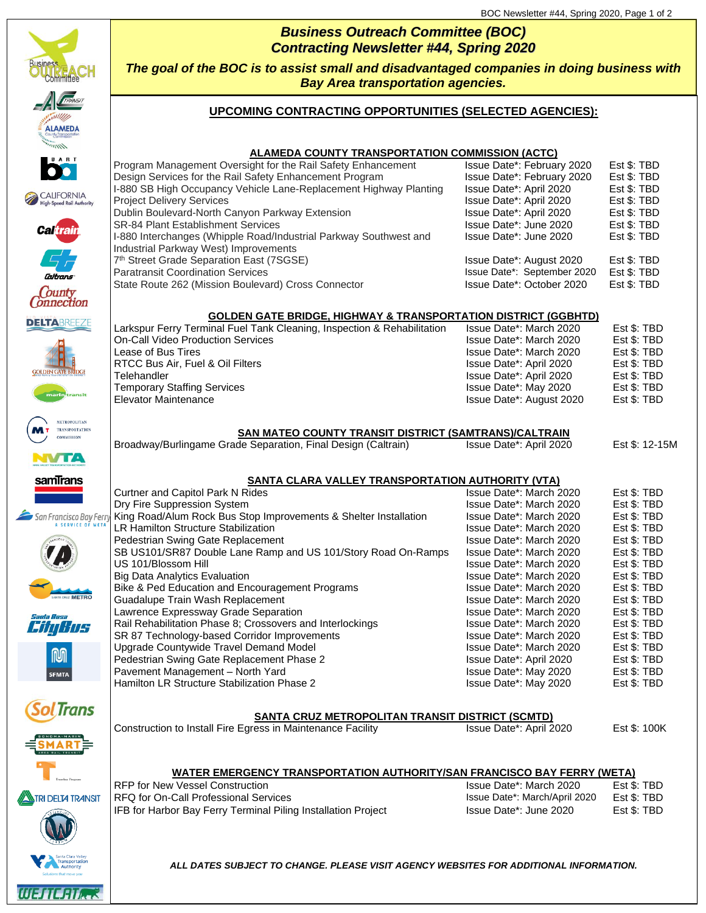# Business Outreach Committee (BOC) Contracting Newsletter #44, Spring 2020

***The goal of the BOC is to assist small and disadvantaged companies in doing business with Bay Area transportation agencies.***

## UPCOMING CONTRACTING OPPORTUNITIES (SELECTED AGENCIES):

### ALAMEDA COUNTY TRANSPORTATION COMMISSION (ACTC)

| Project | Issue Date* | Est $ |
|---|---|---|
| Program Management Oversight for the Rail Safety Enhancement | Issue Date*: February 2020 | Est $: TBD |
| Design Services for the Rail Safety Enhancement Program | Issue Date*: February 2020 | Est $: TBD |
| I-880 SB High Occupancy Vehicle Lane-Replacement Highway Planting | Issue Date*: April 2020 | Est $: TBD |
| Project Delivery Services | Issue Date*: April 2020 | Est $: TBD |
| Dublin Boulevard-North Canyon Parkway Extension | Issue Date*: April 2020 | Est $: TBD |
| SR-84 Plant Establishment Services | Issue Date*: June 2020 | Est $: TBD |
| I-880 Interchanges (Whipple Road/Industrial Parkway Southwest and Industrial Parkway West) Improvements | Issue Date*: June 2020 | Est $: TBD |
| 7th Street Grade Separation East (7SGSE) | Issue Date*: August 2020 | Est $: TBD |
| Paratransit Coordination Services | Issue Date*: September 2020 | Est $: TBD |
| State Route 262 (Mission Boulevard) Cross Connector | Issue Date*: October 2020 | Est $: TBD |

### GOLDEN GATE BRIDGE, HIGHWAY & TRANSPORTATION DISTRICT (GGBHTD)

| Project | Issue Date* | Est $ |
|---|---|---|
| Larkspur Ferry Terminal Fuel Tank Cleaning, Inspection & Rehabilitation | Issue Date*: March 2020 | Est $: TBD |
| On-Call Video Production Services | Issue Date*: March 2020 | Est $: TBD |
| Lease of Bus Tires | Issue Date*: March 2020 | Est $: TBD |
| RTCC Bus Air, Fuel & Oil Filters | Issue Date*: April 2020 | Est $: TBD |
| Telehandler | Issue Date*: April 2020 | Est $: TBD |
| Temporary Staffing Services | Issue Date*: May 2020 | Est $: TBD |
| Elevator Maintenance | Issue Date*: August 2020 | Est $: TBD |

### SAN MATEO COUNTY TRANSIT DISTRICT (SAMTRANS)/CALTRAIN

| Project | Issue Date* | Est $ |
|---|---|---|
| Broadway/Burlingame Grade Separation, Final Design (Caltrain) | Issue Date*: April 2020 | Est $: 12-15M |

### SANTA CLARA VALLEY TRANSPORTATION AUTHORITY (VTA)

| Project | Issue Date* | Est $ |
|---|---|---|
| Curtner and Capitol Park N Rides | Issue Date*: March 2020 | Est $: TBD |
| Dry Fire Suppression System | Issue Date*: March 2020 | Est $: TBD |
| King Road/Alum Rock Bus Stop Improvements & Shelter Installation | Issue Date*: March 2020 | Est $: TBD |
| LR Hamilton Structure Stabilization | Issue Date*: March 2020 | Est $: TBD |
| Pedestrian Swing Gate Replacement | Issue Date*: March 2020 | Est $: TBD |
| SB US101/SR87 Double Lane Ramp and US 101/Story Road On-Ramps | Issue Date*: March 2020 | Est $: TBD |
| US 101/Blossom Hill | Issue Date*: March 2020 | Est $: TBD |
| Big Data Analytics Evaluation | Issue Date*: March 2020 | Est $: TBD |
| Bike & Ped Education and Encouragement Programs | Issue Date*: March 2020 | Est $: TBD |
| Guadalupe Train Wash Replacement | Issue Date*: March 2020 | Est $: TBD |
| Lawrence Expressway Grade Separation | Issue Date*: March 2020 | Est $: TBD |
| Rail Rehabilitation Phase 8; Crossovers and Interlockings | Issue Date*: March 2020 | Est $: TBD |
| SR 87 Technology-based Corridor Improvements | Issue Date*: March 2020 | Est $: TBD |
| Upgrade Countywide Travel Demand Model | Issue Date*: March 2020 | Est $: TBD |
| Pedestrian Swing Gate Replacement Phase 2 | Issue Date*: April 2020 | Est $: TBD |
| Pavement Management – North Yard | Issue Date*: May 2020 | Est $: TBD |
| Hamilton LR Structure Stabilization Phase 2 | Issue Date*: May 2020 | Est $: TBD |

### SANTA CRUZ METROPOLITAN TRANSIT DISTRICT (SCMTD)

| Project | Issue Date* | Est $ |
|---|---|---|
| Construction to Install Fire Egress in Maintenance Facility | Issue Date*: April 2020 | Est $: 100K |

### WATER EMERGENCY TRANSPORTATION AUTHORITY/SAN FRANCISCO BAY FERRY (WETA)

| Project | Issue Date* | Est $ |
|---|---|---|
| RFP for New Vessel Construction | Issue Date*: March 2020 | Est $: TBD |
| RFQ for On-Call Professional Services | Issue Date*: March/April 2020 | Est $: TBD |
| IFB for Harbor Bay Ferry Terminal Piling Installation Project | Issue Date*: June 2020 | Est $: TBD |

***ALL DATES SUBJECT TO CHANGE. PLEASE VISIT AGENCY WEBSITES FOR ADDITIONAL INFORMATION.***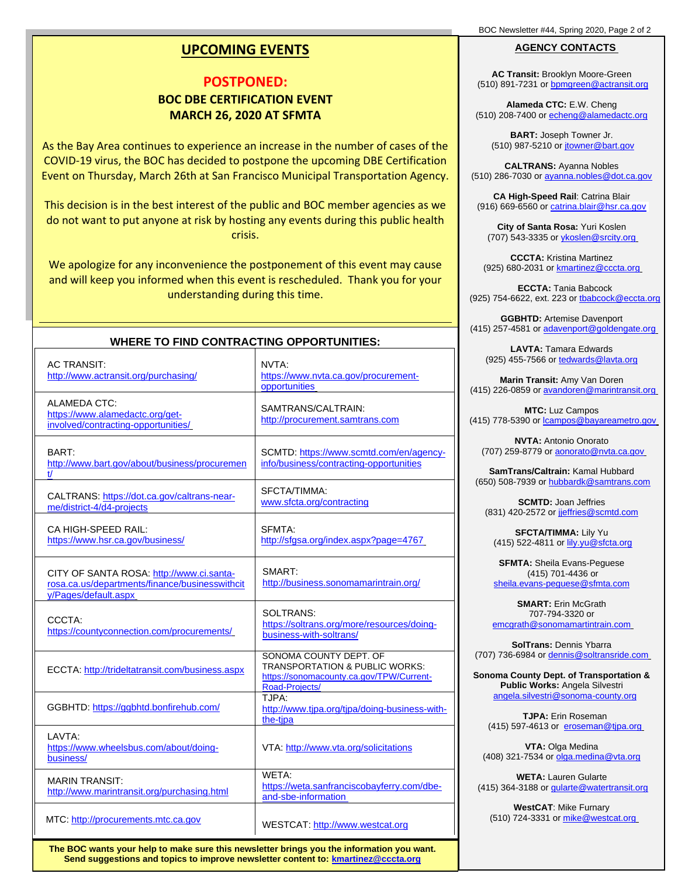# UPCOMING EVENTS

## POSTPONED:

### BOC DBE CERTIFICATION EVENT
### MARCH 26, 2020 AT SFMTA

As the Bay Area continues to experience an increase in the number of cases of the COVID-19 virus, the BOC has decided to postpone the upcoming DBE Certification Event on Thursday, March 26th at San Francisco Municipal Transportation Agency.

This decision is in the best interest of the public and BOC member agencies as we do not want to put anyone at risk by hosting any events during this public health crisis.

We apologize for any inconvenience the postponement of this event may cause and will keep you informed when this event is rescheduled. Thank you for your understanding during this time.

## WHERE TO FIND CONTRACTING OPPORTUNITIES:

| | |
|---|---|
| AC TRANSIT: http://www.actransit.org/purchasing/ | NVTA: https://www.nvta.ca.gov/procurement-opportunities |
| ALAMEDA CTC: https://www.alamedactc.org/get-involved/contracting-opportunities/ | SAMTRANS/CALTRAIN: http://procurement.samtrans.com |
| BART: http://www.bart.gov/about/business/procurement/ | SCMTD: https://www.scmtd.com/en/agency-info/business/contracting-opportunities |
| CALTRANS: https://dot.ca.gov/caltrans-near-me/district-4/d4-projects | SFCTA/TIMMA: www.sfcta.org/contracting |
| CA HIGH-SPEED RAIL: https://www.hsr.ca.gov/business/ | SFMTA: http://sfgsa.org/index.aspx?page=4767 |
| CITY OF SANTA ROSA: http://www.ci.santa-rosa.ca.us/departments/finance/businesswithcity/Pages/default.aspx | SMART: http://business.sonomamarintrain.org/ |
| CCCTA: https://countyconnection.com/procurements/ | SOLTRANS: https://soltrans.org/more/resources/doing-business-with-soltrans/ |
| ECCTA: http://trideltatransit.com/business.aspx | SONOMA COUNTY DEPT. OF TRANSPORTATION & PUBLIC WORKS: https://sonomacounty.ca.gov/TPW/Current-Road-Projects/ |
| GGBHTD: https://ggbhtd.bonfirehub.com/ | TJPA: http://www.tjpa.org/tjpa/doing-business-with-the-tjpa |
| LAVTA: https://www.wheelsbus.com/about/doing-business/ | VTA: http://www.vta.org/solicitations |
| MARIN TRANSIT: http://www.marintransit.org/purchasing.html | WETA: https://weta.sanfranciscobayferry.com/dbe-and-sbe-information |
| MTC: http://procurements.mtc.ca.gov | WESTCAT: http://www.westcat.org |

**The BOC wants your help to make sure this newsletter brings you the information you want. Send suggestions and topics to improve newsletter content to: kmartinez@cccta.org**

## AGENCY CONTACTS

**AC Transit:** Brooklyn Moore-Green
(510) 891-7231 or bpmgreen@actransit.org

**Alameda CTC:** E.W. Cheng
(510) 208-7400 or echeng@alamedactc.org

**BART:** Joseph Towner Jr.
(510) 987-5210 or jtowner@bart.gov

**CALTRANS:** Ayanna Nobles
(510) 286-7030 or ayanna.nobles@dot.ca.gov

**CA High-Speed Rail**: Catrina Blair
(916) 669-6560 or catrina.blair@hsr.ca.gov

**City of Santa Rosa:** Yuri Koslen
(707) 543-3335 or ykoslen@srcity.org

**CCCTA:** Kristina Martinez
(925) 680-2031 or kmartinez@cccta.org

**ECCTA:** Tania Babcock
(925) 754-6622, ext. 223 or tbabcock@eccta.org

**GGBHTD:** Artemise Davenport
(415) 257-4581 or adavenport@goldengate.org

**LAVTA:** Tamara Edwards
(925) 455-7566 or tedwards@lavta.org

**Marin Transit:** Amy Van Doren
(415) 226-0859 or avandoren@marintransit.org

**MTC:** Luz Campos
(415) 778-5390 or lcampos@bayareametro.gov

**NVTA:** Antonio Onorato
(707) 259-8779 or aonorato@nvta.ca.gov

**SamTrans/Caltrain:** Kamal Hubbard
(650) 508-7939 or hubbardk@samtrans.com

**SCMTD:** Joan Jeffries
(831) 420-2572 or jjeffries@scmtd.com

**SFCTA/TIMMA:** Lily Yu
(415) 522-4811 or lily.yu@sfcta.org

**SFMTA:** Sheila Evans-Peguese
(415) 701-4436 or
sheila.evans-peguese@sfmta.com

**SMART:** Erin McGrath
707-794-3320 or
emcgrath@sonomamartintrain.com

**SolTrans:** Dennis Ybarra
(707) 736-6984 or dennis@soltransride.com

**Sonoma County Dept. of Transportation & Public Works:** Angela Silvestri
angela.silvestri@sonoma-county.org

**TJPA:** Erin Roseman
(415) 597-4613 or eroseman@tjpa.org

**VTA:** Olga Medina
(408) 321-7534 or olga.medina@vta.org

**WETA:** Lauren Gularte
(415) 364-3188 or gularte@watertransit.org

**WestCAT**: Mike Furnary
(510) 724-3331 or mike@westcat.org